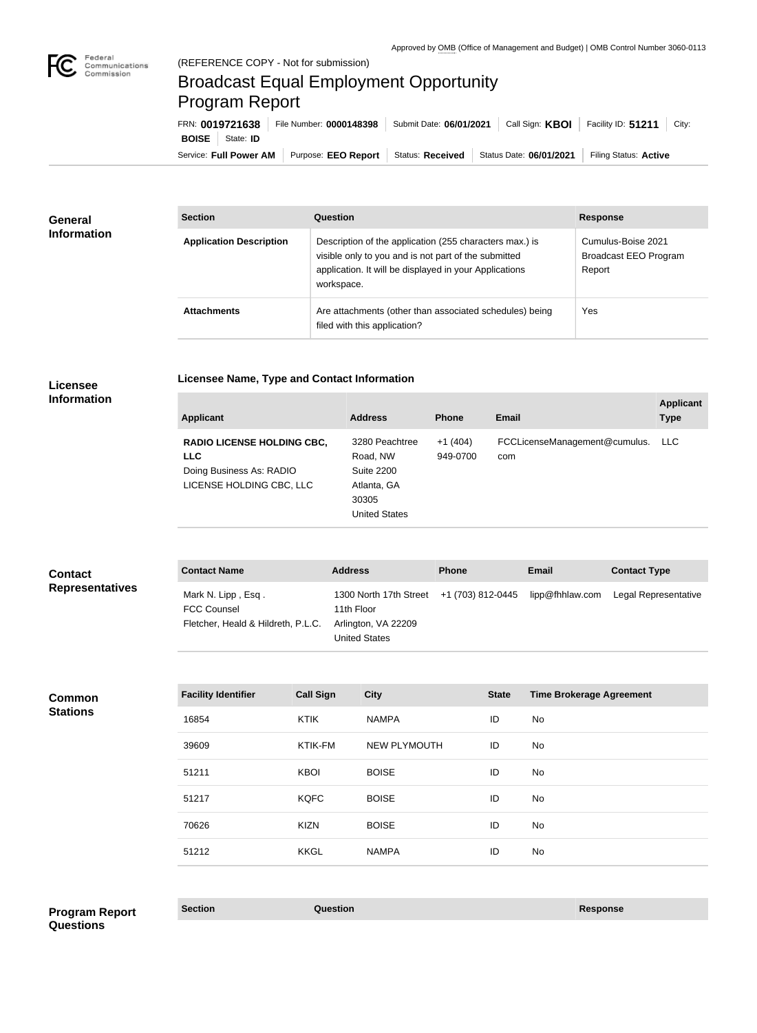Approved by OMB (Office of Management and Budget) | OMB Control Number 3060-0113

(REFERENCE COPY - Not for submission)

# Broadcast Equal Employment Opportunity Program Report

FRN: **0019721638** | File Number: **0000148398** | Submit Date: **06/01/2021** | Call Sign: **KBOI** | Facility ID: **51211** | City: **BOISE** | State: **ID**

Service: **Full Power AM** | Purpose: **EEO Report** | Status: **Received** | Status Date: **06/01/2021** | Filing Status: **Active**

## General Information

| Section | Question | Response |
| --- | --- | --- |
| **Application Description** | Description of the application (255 characters max.) is visible only to you and is not part of the submitted application. It will be displayed in your Applications workspace. | Cumulus-Boise 2021 Broadcast EEO Program Report |
| **Attachments** | Are attachments (other than associated schedules) being filed with this application? | Yes |

## Licensee Information

### Licensee Name, Type and Contact Information

| Applicant | Address | Phone | Email | Applicant Type |
| --- | --- | --- | --- | --- |
| **RADIO LICENSE HOLDING CBC, LLC** Doing Business As: RADIO LICENSE HOLDING CBC, LLC | 3280 Peachtree Road, NW Suite 2200 Atlanta, GA 30305 United States | +1 (404) 949-0700 | FCCLicenseManagement@cumulus.com | LLC |

## Contact Representatives

| Contact Name | Address | Phone | Email | Contact Type |
| --- | --- | --- | --- | --- |
| Mark N. Lipp , Esq . FCC Counsel Fletcher, Heald & Hildreth, P.L.C. | 1300 North 17th Street 11th Floor Arlington, VA 22209 United States | +1 (703) 812-0445 | lipp@fhhlaw.com | Legal Representative |

## Common Stations

| Facility Identifier | Call Sign | City | State | Time Brokerage Agreement |
| --- | --- | --- | --- | --- |
| 16854 | KTIK | NAMPA | ID | No |
| 39609 | KTIK-FM | NEW PLYMOUTH | ID | No |
| 51211 | KBOI | BOISE | ID | No |
| 51217 | KQFC | BOISE | ID | No |
| 70626 | KIZN | BOISE | ID | No |
| 51212 | KKGL | NAMPA | ID | No |

## Program Report Questions

| Section | Question | Response |
| --- | --- | --- |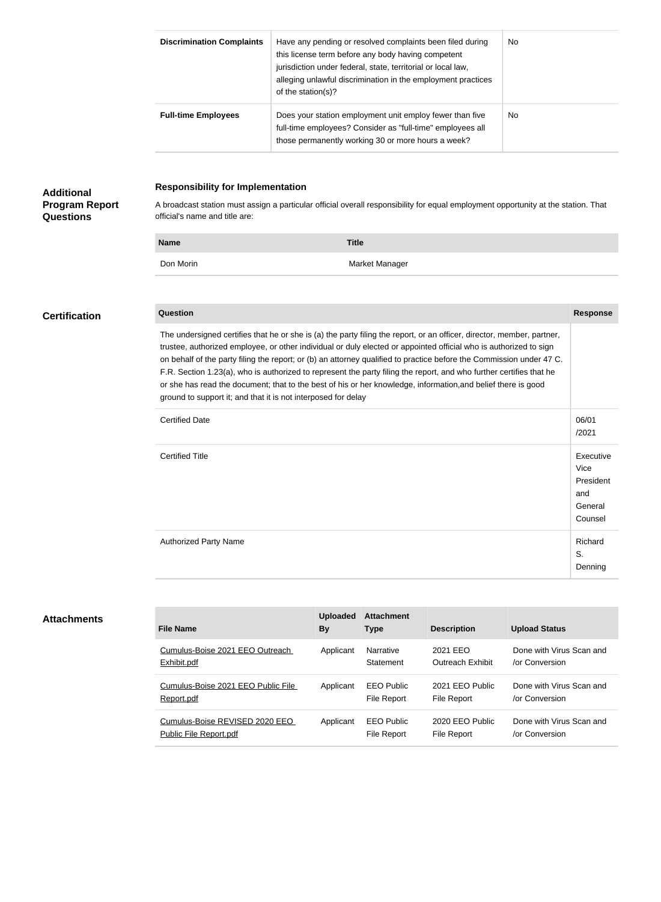| | | |
|---|---|---|
| **Discrimination Complaints** | Have any pending or resolved complaints been filed during this license term before any body having competent jurisdiction under federal, state, territorial or local law, alleging unlawful discrimination in the employment practices of the station(s)? | No |
| **Full-time Employees** | Does your station employment unit employ fewer than five full-time employees? Consider as "full-time" employees all those permanently working 30 or more hours a week? | No |

## Additional Program Report Questions

**Responsibility for Implementation**

A broadcast station must assign a particular official overall responsibility for equal employment opportunity at the station. That official's name and title are:

| Name | Title |
|---|---|
| Don Morin | Market Manager |

## Certification

| Question | Response |
|---|---|
| The undersigned certifies that he or she is (a) the party filing the report, or an officer, director, member, partner, trustee, authorized employee, or other individual or duly elected or appointed official who is authorized to sign on behalf of the party filing the report; or (b) an attorney qualified to practice before the Commission under 47 C.F.R. Section 1.23(a), who is authorized to represent the party filing the report, and who further certifies that he or she has read the document; that to the best of his or her knowledge, information,and belief there is good ground to support it; and that it is not interposed for delay | |
| Certified Date | 06/01/2021 |
| Certified Title | Executive Vice President and General Counsel |
| Authorized Party Name | Richard S. Denning |

## Attachments

| File Name | Uploaded By | Attachment Type | Description | Upload Status |
|---|---|---|---|---|
| Cumulus-Boise 2021 EEO Outreach Exhibit.pdf | Applicant | Narrative Statement | 2021 EEO Outreach Exhibit | Done with Virus Scan and /or Conversion |
| Cumulus-Boise 2021 EEO Public File Report.pdf | Applicant | EEO Public File Report | 2021 EEO Public File Report | Done with Virus Scan and /or Conversion |
| Cumulus-Boise REVISED 2020 EEO Public File Report.pdf | Applicant | EEO Public File Report | 2020 EEO Public File Report | Done with Virus Scan and /or Conversion |